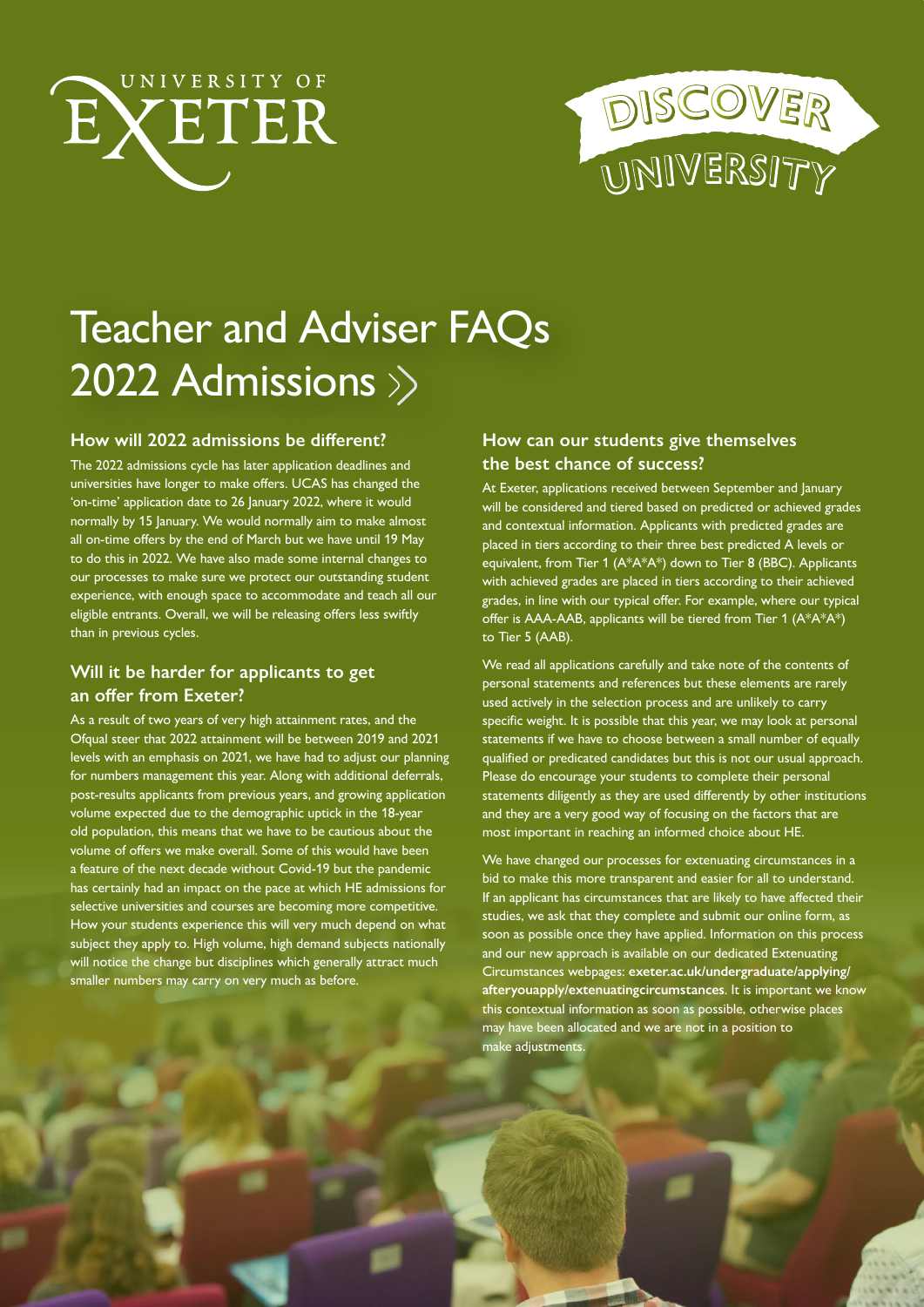UNIVERSITY OF EXETER

DISCOVER UNIVERSITY

# Teacher and Adviser FAQs 2022 Admissions

## How will 2022 admissions be different?

The 2022 admissions cycle has later application deadlines and universities have longer to make offers. UCAS has changed the 'on-time' application date to 26 January 2022, where it would normally by 15 January. We would normally aim to make almost all on-time offers by the end of March but we have until 19 May to do this in 2022. We have also made some internal changes to our processes to make sure we protect our outstanding student experience, with enough space to accommodate and teach all our eligible entrants. Overall, we will be releasing offers less swiftly than in previous cycles.

## Will it be harder for applicants to get an offer from Exeter?

As a result of two years of very high attainment rates, and the Ofqual steer that 2022 attainment will be between 2019 and 2021 levels with an emphasis on 2021, we have had to adjust our planning for numbers management this year. Along with additional deferrals, post-results applicants from previous years, and growing application volume expected due to the demographic uptick in the 18-year old population, this means that we have to be cautious about the volume of offers we make overall. Some of this would have been a feature of the next decade without Covid-19 but the pandemic has certainly had an impact on the pace at which HE admissions for selective universities and courses are becoming more competitive. How your students experience this will very much depend on what subject they apply to. High volume, high demand subjects nationally will notice the change but disciplines which generally attract much smaller numbers may carry on very much as before.

## How can our students give themselves the best chance of success?

At Exeter, applications received between September and January will be considered and tiered based on predicted or achieved grades and contextual information. Applicants with predicted grades are placed in tiers according to their three best predicted A levels or equivalent, from Tier 1 (A*A*A*) down to Tier 8 (BBC). Applicants with achieved grades are placed in tiers according to their achieved grades, in line with our typical offer. For example, where our typical offer is AAA-AAB, applicants will be tiered from Tier 1 (A*A*A*) to Tier 5 (AAB).

We read all applications carefully and take note of the contents of personal statements and references but these elements are rarely used actively in the selection process and are unlikely to carry specific weight. It is possible that this year, we may look at personal statements if we have to choose between a small number of equally qualified or predicated candidates but this is not our usual approach. Please do encourage your students to complete their personal statements diligently as they are used differently by other institutions and they are a very good way of focusing on the factors that are most important in reaching an informed choice about HE.

We have changed our processes for extenuating circumstances in a bid to make this more transparent and easier for all to understand. If an applicant has circumstances that are likely to have affected their studies, we ask that they complete and submit our online form, as soon as possible once they have applied. Information on this process and our new approach is available on our dedicated Extenuating Circumstances webpages: **exeter.ac.uk/undergraduate/applying/afteryouapply/extenuatingcircumstances**. It is important we know this contextual information as soon as possible, otherwise places may have been allocated and we are not in a position to make adjustments.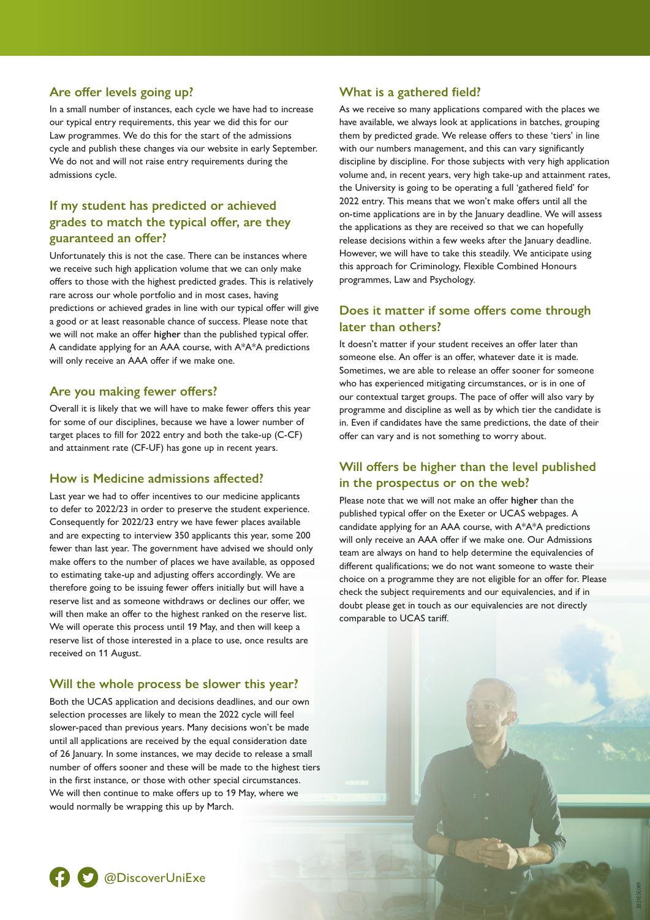## Are offer levels going up?

In a small number of instances, each cycle we have had to increase our typical entry requirements, this year we did this for our Law programmes. We do this for the start of the admissions cycle and publish these changes via our website in early September. We do not and will not raise entry requirements during the admissions cycle.

## If my student has predicted or achieved grades to match the typical offer, are they guaranteed an offer?

Unfortunately this is not the case. There can be instances where we receive such high application volume that we can only make offers to those with the highest predicted grades. This is relatively rare across our whole portfolio and in most cases, having predictions or achieved grades in line with our typical offer will give a good or at least reasonable chance of success. Please note that we will not make an offer **higher** than the published typical offer. A candidate applying for an AAA course, with A*A*A predictions will only receive an AAA offer if we make one.

## Are you making fewer offers?

Overall it is likely that we will have to make fewer offers this year for some of our disciplines, because we have a lower number of target places to fill for 2022 entry and both the take-up (C-CF) and attainment rate (CF-UF) has gone up in recent years.

## How is Medicine admissions affected?

Last year we had to offer incentives to our medicine applicants to defer to 2022/23 in order to preserve the student experience. Consequently for 2022/23 entry we have fewer places available and are expecting to interview 350 applicants this year, some 200 fewer than last year. The government have advised we should only make offers to the number of places we have available, as opposed to estimating take-up and adjusting offers accordingly. We are therefore going to be issuing fewer offers initially but will have a reserve list and as someone withdraws or declines our offer, we will then make an offer to the highest ranked on the reserve list. We will operate this process until 19 May, and then will keep a reserve list of those interested in a place to use, once results are received on 11 August.

## Will the whole process be slower this year?

Both the UCAS application and decisions deadlines, and our own selection processes are likely to mean the 2022 cycle will feel slower-paced than previous years. Many decisions won't be made until all applications are received by the equal consideration date of 26 January. In some instances, we may decide to release a small number of offers sooner and these will be made to the highest tiers in the first instance, or those with other special circumstances. We will then continue to make offers up to 19 May, where we would normally be wrapping this up by March.

## What is a gathered field?

As we receive so many applications compared with the places we have available, we always look at applications in batches, grouping them by predicted grade. We release offers to these 'tiers' in line with our numbers management, and this can vary significantly discipline by discipline. For those subjects with very high application volume and, in recent years, very high take-up and attainment rates, the University is going to be operating a full 'gathered field' for 2022 entry. This means that we won't make offers until all the on-time applications are in by the January deadline. We will assess the applications as they are received so that we can hopefully release decisions within a few weeks after the January deadline. However, we will have to take this steadily. We anticipate using this approach for Criminology, Flexible Combined Honours programmes, Law and Psychology.

## Does it matter if some offers come through later than others?

It doesn't matter if your student receives an offer later than someone else. An offer is an offer, whatever date it is made. Sometimes, we are able to release an offer sooner for someone who has experienced mitigating circumstances, or is in one of our contextual target groups. The pace of offer will also vary by programme and discipline as well as by which tier the candidate is in. Even if candidates have the same predictions, the date of their offer can vary and is not something to worry about.

## Will offers be higher than the level published in the prospectus or on the web?

Please note that we will not make an offer **higher** than the published typical offer on the Exeter or UCAS webpages. A candidate applying for an AAA course, with A*A*A predictions will only receive an AAA offer if we make one. Our Admissions team are always on hand to help determine the equivalencies of different qualifications; we do not want someone to waste their choice on a programme they are not eligible for an offer for. Please check the subject requirements and our equivalencies, and if in doubt please get in touch as our equivalencies are not directly comparable to UCAS tariff.

@DiscoverUniExe